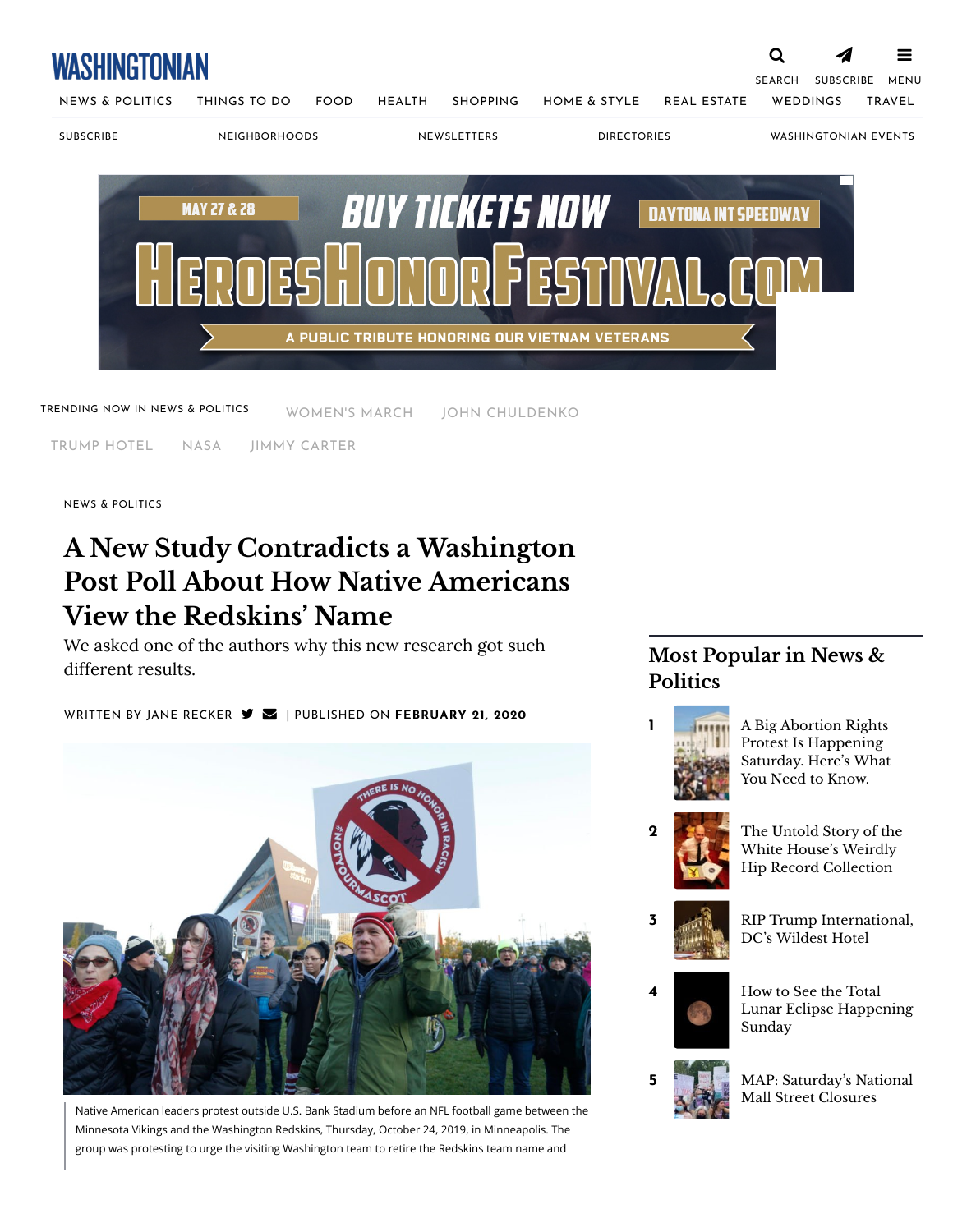NEWS & POLITICS

# A New Study Contradicts a Washington Post Poll About How Native Americans View the Redskins' Name

We asked one of the authors why this new research got such different results.

WRITTEN BY JANE RECKER | PUBLISHED ON **FEBRUARY 21, 2020**

Native American leaders protest outside U.S. Bank Stadium before an NFL football game between the Minnesota Vikings and the Washington Redskins, Thursday, October 24, 2019, in Minneapolis. The group was protesting to urge the visiting Washington team to retire the Redskins team name and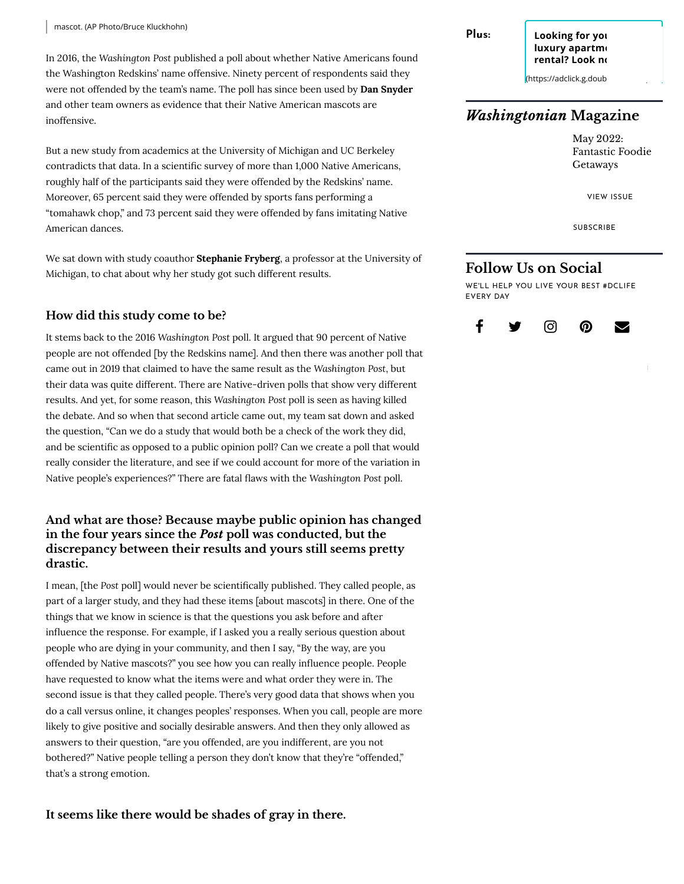mascot. (AP Photo/Bruce Kluckhohn)

In 2016, the *Washington Post* published a poll about whether Native Americans found the Washington Redskins' name offensive. Ninety percent of respondents said they were not offended by the team's name. The poll has since been used by **Dan Snyder** and other team owners as evidence that their Native American mascots are inoffensive.

But a new study from academics at the University of Michigan and UC Berkeley contradicts that data. In a scientific survey of more than 1,000 Native Americans, roughly half of the participants said they were offended by the Redskins' name. Moreover, 65 percent said they were offended by sports fans performing a "tomahawk chop," and 73 percent said they were offended by fans imitating Native American dances.

We sat down with study coauthor **Stephanie Fryberg**, a professor at the University of Michigan, to chat about why her study got such different results.

### How did this study come to be?

It stems back to the 2016 *Washington Post* poll. It argued that 90 percent of Native people are not offended [by the Redskins name]. And then there was another poll that came out in 2019 that claimed to have the same result as the *Washington Post*, but their data was quite different. There are Native-driven polls that show very different results. And yet, for some reason, this *Washington Post* poll is seen as having killed the debate. And so when that second article came out, my team sat down and asked the question, "Can we do a study that would both be a check of the work they did, and be scientific as opposed to a public opinion poll? Can we create a poll that would really consider the literature, and see if we could account for more of the variation in Native people's experiences?" There are fatal flaws with the *Washington Post* poll.

### And what are those? Because maybe public opinion has changed in the four years since the *Post* poll was conducted, but the discrepancy between their results and yours still seems pretty drastic.

I mean, [the *Post* poll] would never be scientifically published. They called people, as part of a larger study, and they had these items [about mascots] in there. One of the things that we know in science is that the questions you ask before and after influence the response. For example, if I asked you a really serious question about people who are dying in your community, and then I say, "By the way, are you offended by Native mascots?" you see how you can really influence people. People have requested to know what the items were and what order they were in. The second issue is that they called people. There's very good data that shows when you do a call versus online, it changes peoples' responses. When you call, people are more likely to give positive and socially desirable answers. And then they only allowed as answers to their question, "are you offended, are you indifferent, are you not bothered?" Native people telling a person they don't know that they're "offended," that's a strong emotion.

### It seems like there would be shades of gray in there.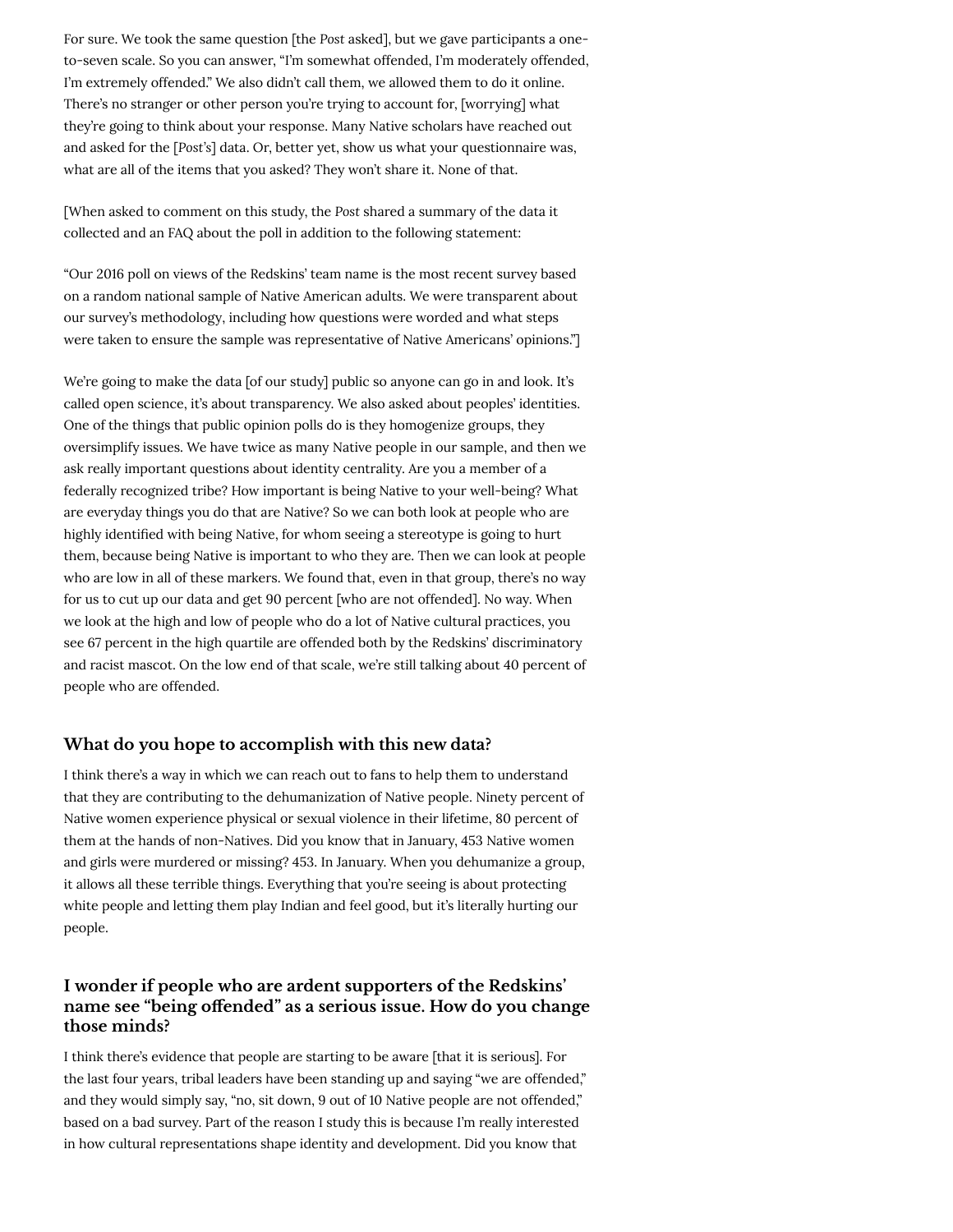For sure. We took the same question [the *Post* asked], but we gave participants a one-to-seven scale. So you can answer, "I'm somewhat offended, I'm moderately offended, I'm extremely offended." We also didn't call them, we allowed them to do it online. There's no stranger or other person you're trying to account for, [worrying] what they're going to think about your response. Many Native scholars have reached out and asked for the [*Post's*] data. Or, better yet, show us what your questionnaire was, what are all of the items that you asked? They won't share it. None of that.

[When asked to comment on this study, the *Post* shared a summary of the data it collected and an FAQ about the poll in addition to the following statement:

"Our 2016 poll on views of the Redskins' team name is the most recent survey based on a random national sample of Native American adults. We were transparent about our survey's methodology, including how questions were worded and what steps were taken to ensure the sample was representative of Native Americans' opinions."]

We're going to make the data [of our study] public so anyone can go in and look. It's called open science, it's about transparency. We also asked about peoples' identities. One of the things that public opinion polls do is they homogenize groups, they oversimplify issues. We have twice as many Native people in our sample, and then we ask really important questions about identity centrality. Are you a member of a federally recognized tribe? How important is being Native to your well-being? What are everyday things you do that are Native? So we can both look at people who are highly identified with being Native, for whom seeing a stereotype is going to hurt them, because being Native is important to who they are. Then we can look at people who are low in all of these markers. We found that, even in that group, there's no way for us to cut up our data and get 90 percent [who are not offended]. No way. When we look at the high and low of people who do a lot of Native cultural practices, you see 67 percent in the high quartile are offended both by the Redskins' discriminatory and racist mascot. On the low end of that scale, we're still talking about 40 percent of people who are offended.

## What do you hope to accomplish with this new data?

I think there's a way in which we can reach out to fans to help them to understand that they are contributing to the dehumanization of Native people. Ninety percent of Native women experience physical or sexual violence in their lifetime, 80 percent of them at the hands of non-Natives. Did you know that in January, 453 Native women and girls were murdered or missing? 453. In January. When you dehumanize a group, it allows all these terrible things. Everything that you're seeing is about protecting white people and letting them play Indian and feel good, but it's literally hurting our people.

## I wonder if people who are ardent supporters of the Redskins' name see "being offended" as a serious issue. How do you change those minds?

I think there's evidence that people are starting to be aware [that it is serious]. For the last four years, tribal leaders have been standing up and saying "we are offended," and they would simply say, "no, sit down, 9 out of 10 Native people are not offended," based on a bad survey. Part of the reason I study this is because I'm really interested in how cultural representations shape identity and development. Did you know that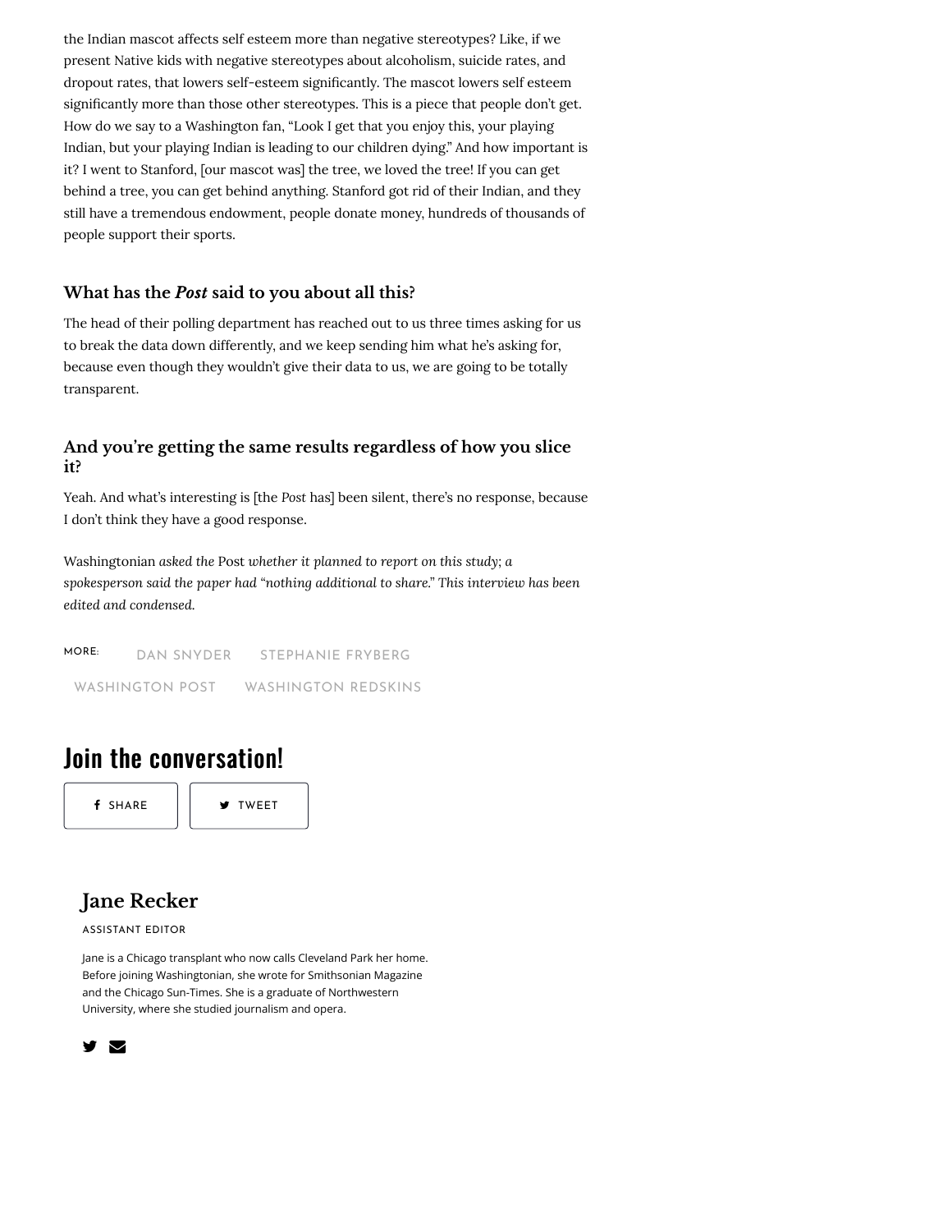the Indian mascot affects self esteem more than negative stereotypes? Like, if we present Native kids with negative stereotypes about alcoholism, suicide rates, and dropout rates, that lowers self-esteem significantly. The mascot lowers self esteem significantly more than those other stereotypes. This is a piece that people don't get. How do we say to a Washington fan, "Look I get that you enjoy this, your playing Indian, but your playing Indian is leading to our children dying." And how important is it? I went to Stanford, [our mascot was] the tree, we loved the tree! If you can get behind a tree, you can get behind anything. Stanford got rid of their Indian, and they still have a tremendous endowment, people donate money, hundreds of thousands of people support their sports.

### What has the *Post* said to you about all this?

The head of their polling department has reached out to us three times asking for us to break the data down differently, and we keep sending him what he's asking for, because even though they wouldn't give their data to us, we are going to be totally transparent.

### And you're getting the same results regardless of how you slice it?

Yeah. And what's interesting is [the *Post* has] been silent, there's no response, because I don't think they have a good response.

Washingtonian *asked the* Post *whether it planned to report on this study; a spokesperson said the paper had "nothing additional to share." This interview has been edited and condensed.*

MORE: DAN SNYDER STEPHANIE FRYBERG WASHINGTON POST WASHINGTON REDSKINS

## Join the conversation!

SHARE TWEET

### Jane Recker

ASSISTANT EDITOR

Jane is a Chicago transplant who now calls Cleveland Park her home. Before joining Washingtonian, she wrote for Smithsonian Magazine and the Chicago Sun-Times. She is a graduate of Northwestern University, where she studied journalism and opera.